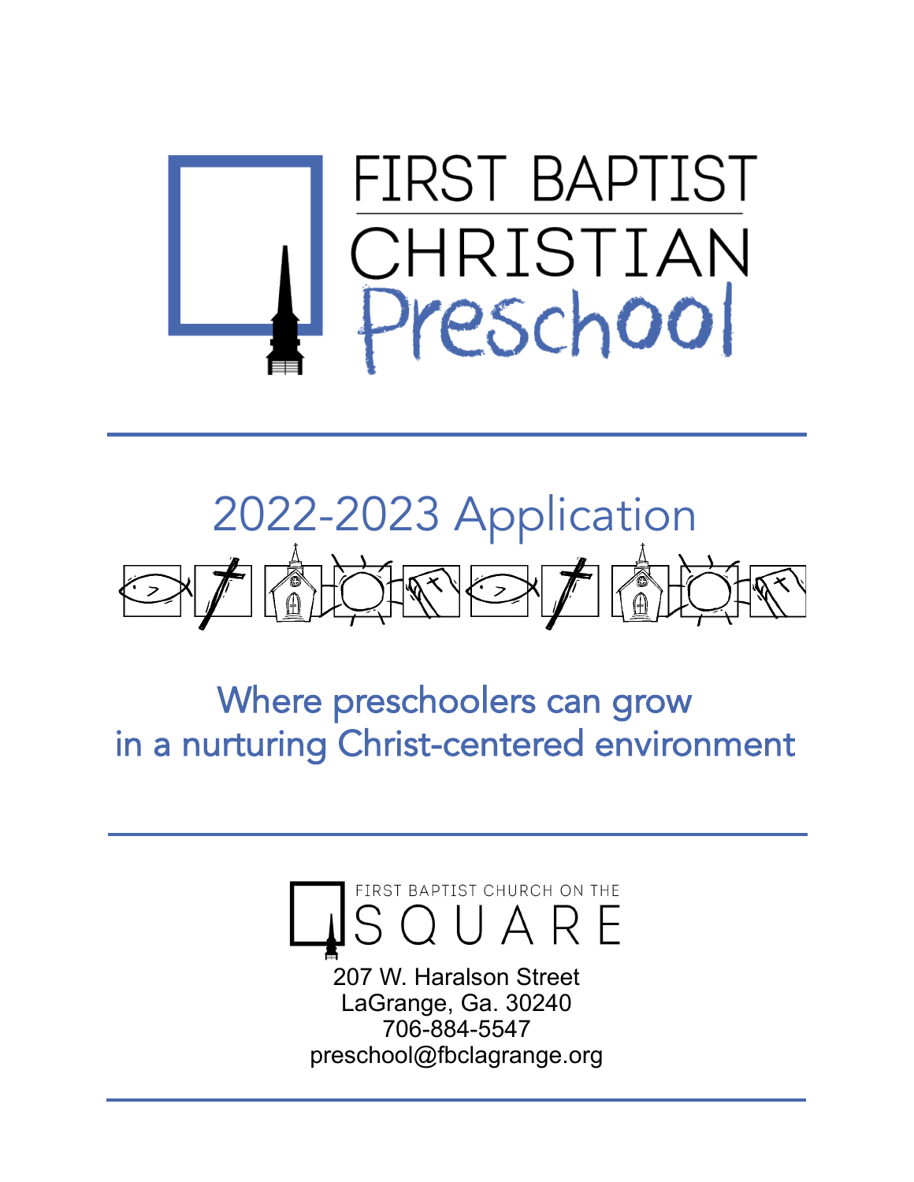# FIRST BAPTIST CHRISTIAN Preschool

## 2022-2023 Application

Where preschoolers can grow
in a nurturing Christ-centered environment

FIRST BAPTIST CHURCH ON THE
SQUARE

207 W. Haralson Street
LaGrange, Ga. 30240
706-884-5547
preschool@fbclagrange.org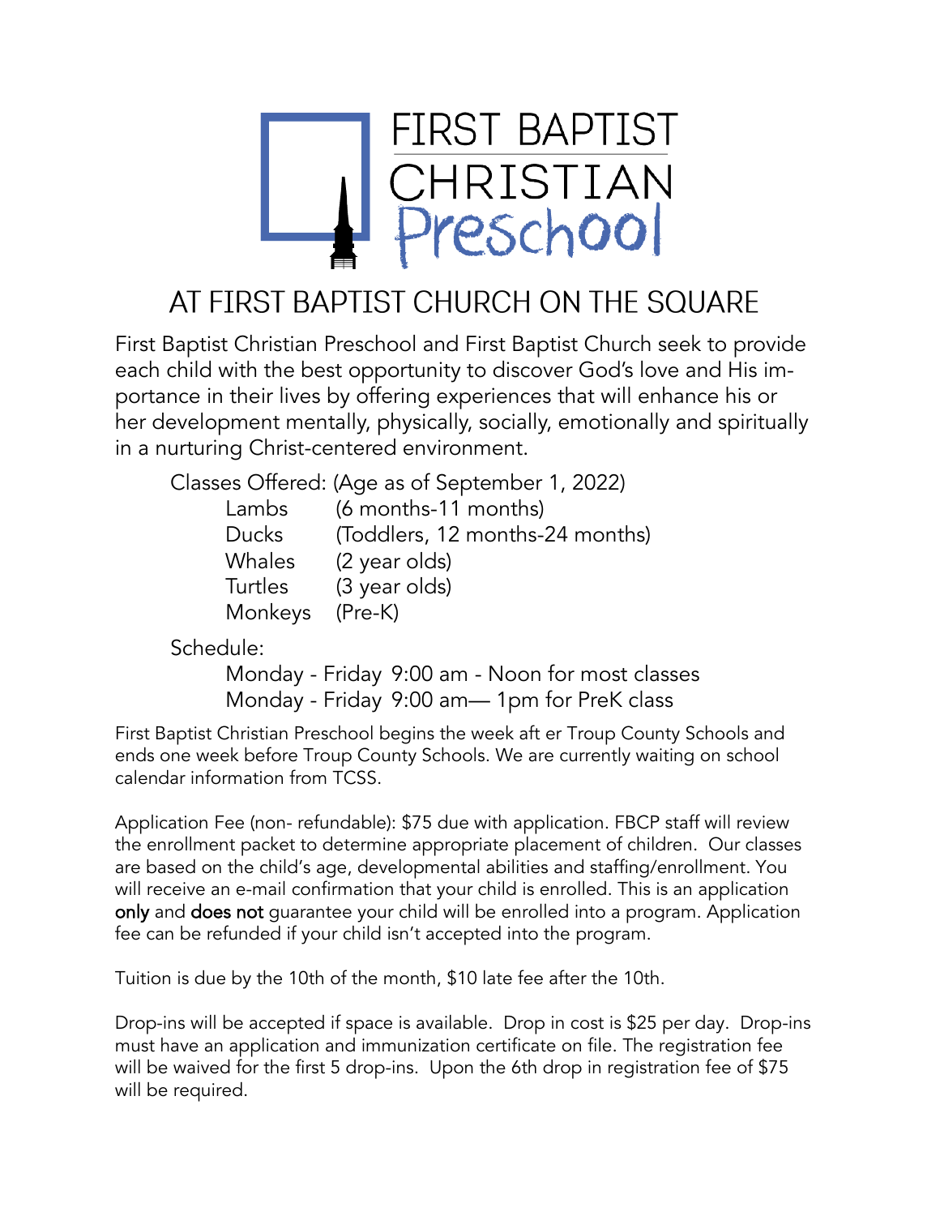# FIRST BAPTIST CHRISTIAN Preschool

## AT FIRST BAPTIST CHURCH ON THE SQUARE

First Baptist Christian Preschool and First Baptist Church seek to provide each child with the best opportunity to discover God's love and His importance in their lives by offering experiences that will enhance his or her development mentally, physically, socially, emotionally and spiritually in a nurturing Christ-centered environment.

Classes Offered: (Age as of September 1, 2022)

| | |
|---|---|
| Lambs | (6 months-11 months) |
| Ducks | (Toddlers, 12 months-24 months) |
| Whales | (2 year olds) |
| Turtles | (3 year olds) |
| Monkeys | (Pre-K) |

Schedule:

Monday - Friday 9:00 am - Noon for most classes
Monday - Friday 9:00 am— 1pm for PreK class

First Baptist Christian Preschool begins the week aft er Troup County Schools and ends one week before Troup County Schools. We are currently waiting on school calendar information from TCSS.

Application Fee (non- refundable): $75 due with application. FBCP staff will review the enrollment packet to determine appropriate placement of children. Our classes are based on the child's age, developmental abilities and staffing/enrollment. You will receive an e-mail confirmation that your child is enrolled. This is an application **only** and **does not** guarantee your child will be enrolled into a program. Application fee can be refunded if your child isn't accepted into the program.

Tuition is due by the 10th of the month, $10 late fee after the 10th.

Drop-ins will be accepted if space is available. Drop in cost is $25 per day. Drop-ins must have an application and immunization certificate on file. The registration fee will be waived for the first 5 drop-ins. Upon the 6th drop in registration fee of $75 will be required.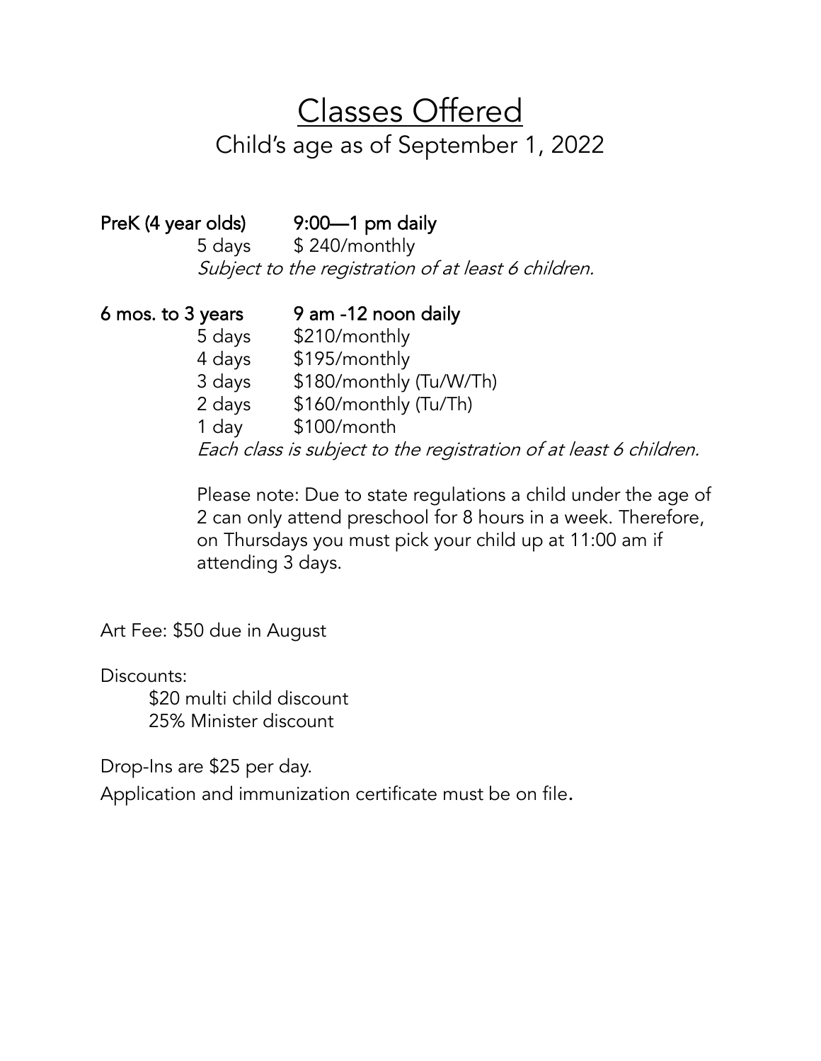# Classes Offered

Child's age as of September 1, 2022

**PreK (4 year olds)** **9:00—1 pm daily**

5 days $ 240/monthly

*Subject to the registration of at least 6 children.*

**6 mos. to 3 years** **9 am -12 noon daily**

5 days $210/monthly
4 days $195/monthly
3 days $180/monthly (Tu/W/Th)
2 days $160/monthly (Tu/Th)
1 day $100/month

*Each class is subject to the registration of at least 6 children.*

Please note: Due to state regulations a child under the age of 2 can only attend preschool for 8 hours in a week. Therefore, on Thursdays you must pick your child up at 11:00 am if attending 3 days.

Art Fee: $50 due in August

Discounts:

- $20 multi child discount
- 25% Minister discount

Drop-Ins are $25 per day.

Application and immunization certificate must be on file.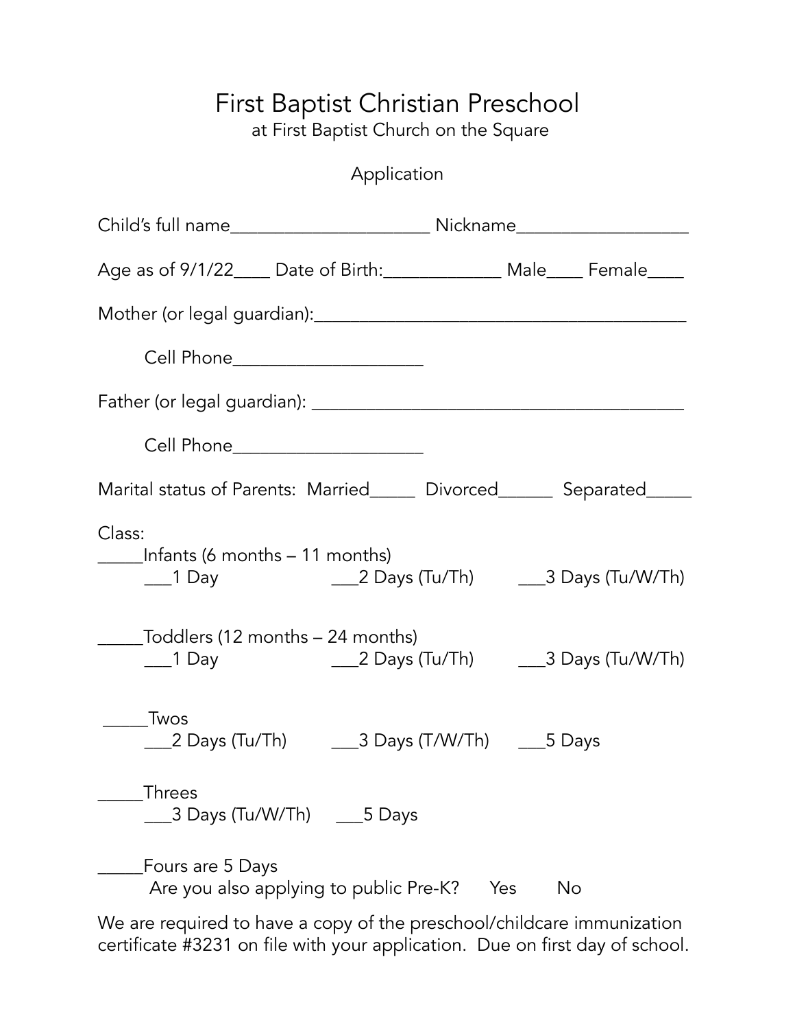# First Baptist Christian Preschool

at First Baptist Church on the Square

Application

Child's full name______________________ Nickname___________________

Age as of 9/1/22____ Date of Birth:_____________ Male____ Female____

Mother (or legal guardian):_________________________________________

Cell Phone_____________________

Father (or legal guardian): _________________________________________

Cell Phone_____________________

Marital status of Parents: Married_____ Divorced______ Separated_____

Class:

_____Infants (6 months – 11 months)

___1 Day ___2 Days (Tu/Th) ___3 Days (Tu/W/Th)

_____Toddlers (12 months – 24 months)

___1 Day ___2 Days (Tu/Th) ___3 Days (Tu/W/Th)

_____Twos

___2 Days (Tu/Th) ___3 Days (T/W/Th) ___5 Days

_____Threes

___3 Days (Tu/W/Th) ___5 Days

_____Fours are 5 Days

Are you also applying to public Pre-K? Yes No

We are required to have a copy of the preschool/childcare immunization certificate #3231 on file with your application. Due on first day of school.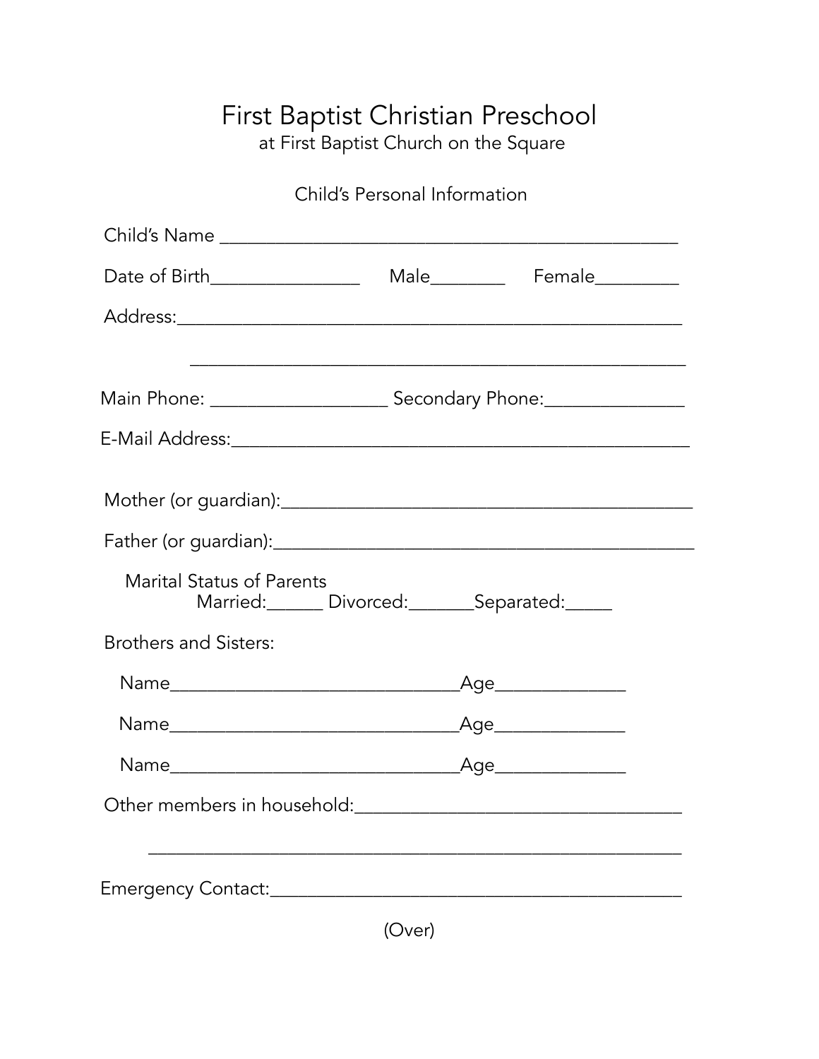# First Baptist Christian Preschool

at First Baptist Church on the Square

## Child's Personal Information

Child's Name _______________________________________________

Date of Birth_______________ Male________ Female_________

Address:____________________________________________________

____________________________________________________

Main Phone: ________________ Secondary Phone:______________

E-Mail Address:______________________________________________

Mother (or guardian):_________________________________________

Father (or guardian):_________________________________________

Marital Status of Parents
Married:______ Divorced:_______Separated:_____

Brothers and Sisters:

Name_____________________________Age_____________

Name_____________________________Age_____________

Name_____________________________Age_____________

Other members in household:_________________________________

____________________________________________________

Emergency Contact:__________________________________________

(Over)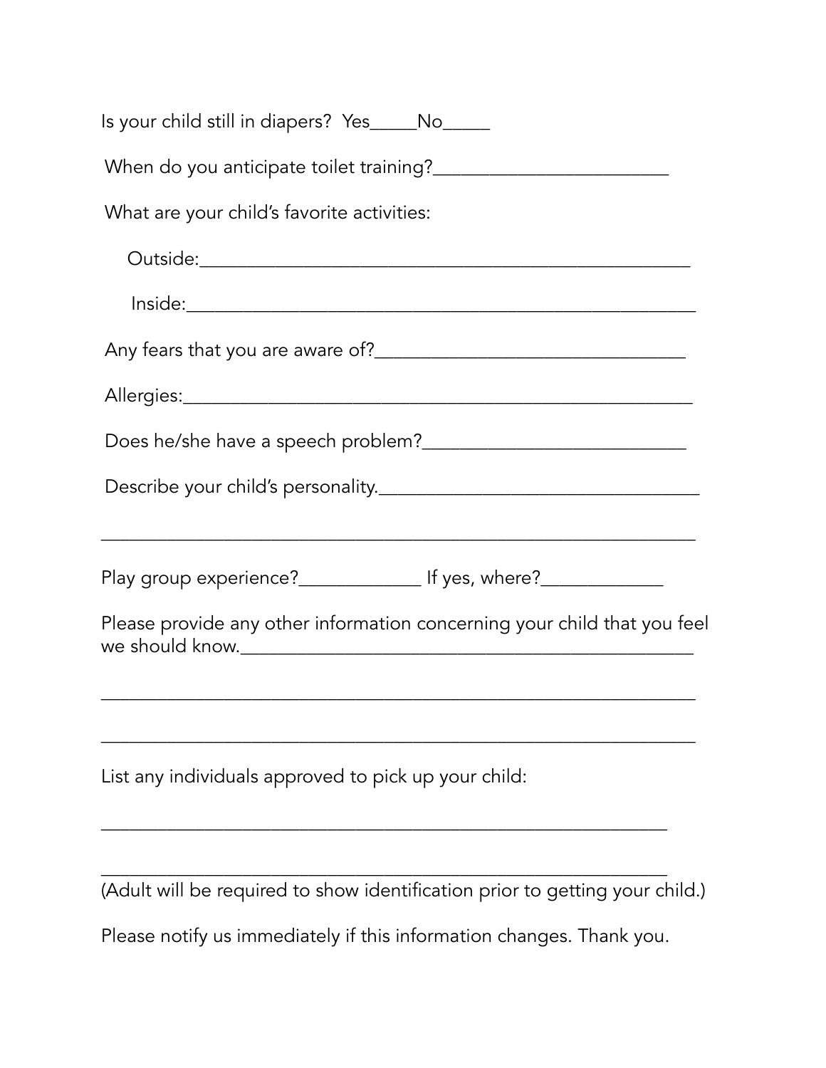Is your child still in diapers? Yes_____No_____

When do you anticipate toilet training?________________________

What are your child's favorite activities:

Outside:_____________________________________________________

Inside:______________________________________________________

Any fears that you are aware of?________________________________

Allergies:_____________________________________________________

Does he/she have a speech problem?__________________________

Describe your child's personality._________________________________

_____________________________________________________________

Play group experience?____________ If yes, where?____________

Please provide any other information concerning your child that you feel we should know._____________________________________________

_____________________________________________________________

_____________________________________________________________

List any individuals approved to pick up your child:

_____________________________________________________________

_____________________________________________________________

(Adult will be required to show identification prior to getting your child.)

Please notify us immediately if this information changes. Thank you.